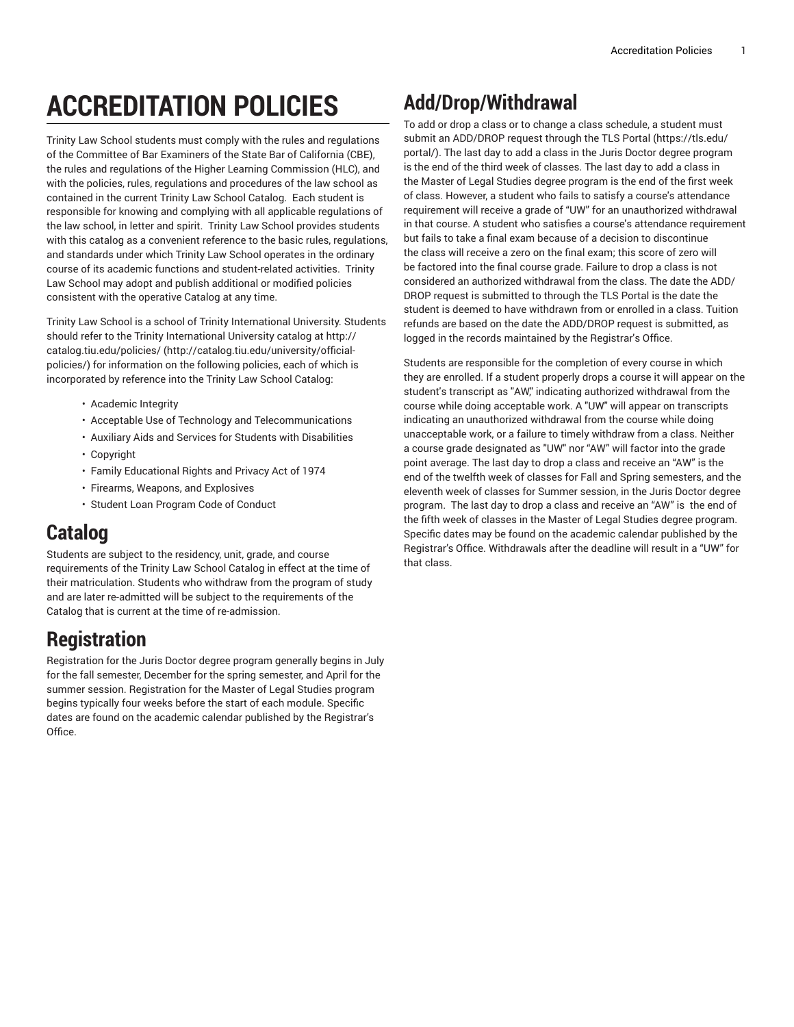# ACCREDITATION POLICIES

Trinity Law School students must comply with the rules and regulations of the Committee of Bar Examiners of the State Bar of California (CBE), the rules and regulations of the Higher Learning Commission (HLC), and with the policies, rules, regulations and procedures of the law school as contained in the current Trinity Law School Catalog. Each student is responsible for knowing and complying with all applicable regulations of the law school, in letter and spirit. Trinity Law School provides students with this catalog as a convenient reference to the basic rules, regulations, and standards under which Trinity Law School operates in the ordinary course of its academic functions and student-related activities. Trinity Law School may adopt and publish additional or modified policies consistent with the operative Catalog at any time.

Trinity Law School is a school of Trinity International University. Students should refer to the Trinity International University catalog at http://catalog.tiu.edu/policies/ (http://catalog.tiu.edu/university/official-policies/) for information on the following policies, each of which is incorporated by reference into the Trinity Law School Catalog:

- Academic Integrity
- Acceptable Use of Technology and Telecommunications
- Auxiliary Aids and Services for Students with Disabilities
- Copyright
- Family Educational Rights and Privacy Act of 1974
- Firearms, Weapons, and Explosives
- Student Loan Program Code of Conduct

## Catalog

Students are subject to the residency, unit, grade, and course requirements of the Trinity Law School Catalog in effect at the time of their matriculation. Students who withdraw from the program of study and are later re-admitted will be subject to the requirements of the Catalog that is current at the time of re-admission.

## Registration

Registration for the Juris Doctor degree program generally begins in July for the fall semester, December for the spring semester, and April for the summer session. Registration for the Master of Legal Studies program begins typically four weeks before the start of each module. Specific dates are found on the academic calendar published by the Registrar's Office.

## Add/Drop/Withdrawal

To add or drop a class or to change a class schedule, a student must submit an ADD/DROP request through the TLS Portal (https://tls.edu/portal/). The last day to add a class in the Juris Doctor degree program is the end of the third week of classes. The last day to add a class in the Master of Legal Studies degree program is the end of the first week of class. However, a student who fails to satisfy a course's attendance requirement will receive a grade of "UW" for an unauthorized withdrawal in that course. A student who satisfies a course's attendance requirement but fails to take a final exam because of a decision to discontinue the class will receive a zero on the final exam; this score of zero will be factored into the final course grade. Failure to drop a class is not considered an authorized withdrawal from the class. The date the ADD/DROP request is submitted to through the TLS Portal is the date the student is deemed to have withdrawn from or enrolled in a class. Tuition refunds are based on the date the ADD/DROP request is submitted, as logged in the records maintained by the Registrar's Office.

Students are responsible for the completion of every course in which they are enrolled. If a student properly drops a course it will appear on the student's transcript as "AW," indicating authorized withdrawal from the course while doing acceptable work. A "UW" will appear on transcripts indicating an unauthorized withdrawal from the course while doing unacceptable work, or a failure to timely withdraw from a class. Neither a course grade designated as "UW" nor "AW" will factor into the grade point average. The last day to drop a class and receive an "AW" is the end of the twelfth week of classes for Fall and Spring semesters, and the eleventh week of classes for Summer session, in the Juris Doctor degree program. The last day to drop a class and receive an "AW" is the end of the fifth week of classes in the Master of Legal Studies degree program. Specific dates may be found on the academic calendar published by the Registrar's Office. Withdrawals after the deadline will result in a "UW" for that class.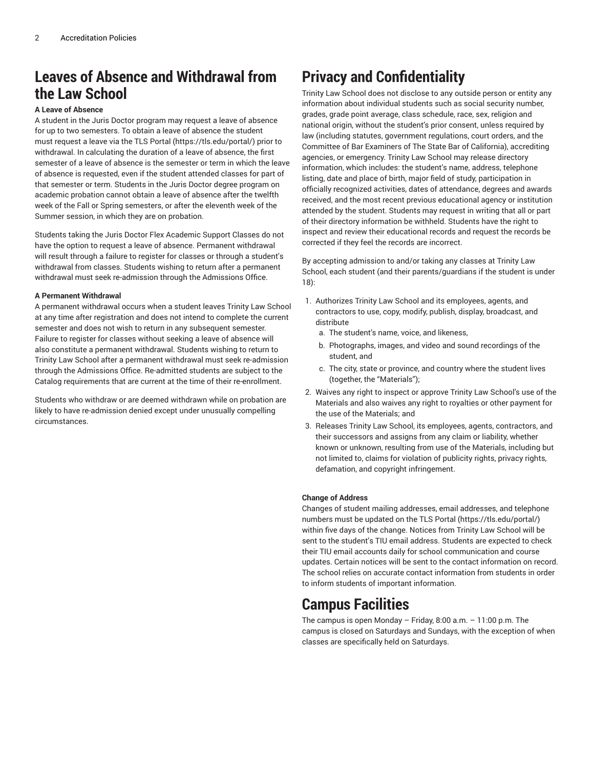# Leaves of Absence and Withdrawal from the Law School

**A Leave of Absence**

A student in the Juris Doctor program may request a leave of absence for up to two semesters. To obtain a leave of absence the student must request a leave via the TLS Portal (https://tls.edu/portal/) prior to withdrawal. In calculating the duration of a leave of absence, the first semester of a leave of absence is the semester or term in which the leave of absence is requested, even if the student attended classes for part of that semester or term. Students in the Juris Doctor degree program on academic probation cannot obtain a leave of absence after the twelfth week of the Fall or Spring semesters, or after the eleventh week of the Summer session, in which they are on probation.

Students taking the Juris Doctor Flex Academic Support Classes do not have the option to request a leave of absence. Permanent withdrawal will result through a failure to register for classes or through a student's withdrawal from classes. Students wishing to return after a permanent withdrawal must seek re-admission through the Admissions Office.

**A Permanent Withdrawal**

A permanent withdrawal occurs when a student leaves Trinity Law School at any time after registration and does not intend to complete the current semester and does not wish to return in any subsequent semester. Failure to register for classes without seeking a leave of absence will also constitute a permanent withdrawal. Students wishing to return to Trinity Law School after a permanent withdrawal must seek re-admission through the Admissions Office. Re-admitted students are subject to the Catalog requirements that are current at the time of their re-enrollment.

Students who withdraw or are deemed withdrawn while on probation are likely to have re-admission denied except under unusually compelling circumstances.

# Privacy and Confidentiality

Trinity Law School does not disclose to any outside person or entity any information about individual students such as social security number, grades, grade point average, class schedule, race, sex, religion and national origin, without the student's prior consent, unless required by law (including statutes, government regulations, court orders, and the Committee of Bar Examiners of The State Bar of California), accrediting agencies, or emergency. Trinity Law School may release directory information, which includes: the student's name, address, telephone listing, date and place of birth, major field of study, participation in officially recognized activities, dates of attendance, degrees and awards received, and the most recent previous educational agency or institution attended by the student. Students may request in writing that all or part of their directory information be withheld. Students have the right to inspect and review their educational records and request the records be corrected if they feel the records are incorrect.

By accepting admission to and/or taking any classes at Trinity Law School, each student (and their parents/guardians if the student is under 18):

1. Authorizes Trinity Law School and its employees, agents, and contractors to use, copy, modify, publish, display, broadcast, and distribute
   a. The student's name, voice, and likeness,
   b. Photographs, images, and video and sound recordings of the student, and
   c. The city, state or province, and country where the student lives (together, the "Materials");
2. Waives any right to inspect or approve Trinity Law School's use of the Materials and also waives any right to royalties or other payment for the use of the Materials; and
3. Releases Trinity Law School, its employees, agents, contractors, and their successors and assigns from any claim or liability, whether known or unknown, resulting from use of the Materials, including but not limited to, claims for violation of publicity rights, privacy rights, defamation, and copyright infringement.

**Change of Address**

Changes of student mailing addresses, email addresses, and telephone numbers must be updated on the TLS Portal (https://tls.edu/portal/) within five days of the change. Notices from Trinity Law School will be sent to the student's TIU email address. Students are expected to check their TIU email accounts daily for school communication and course updates. Certain notices will be sent to the contact information on record. The school relies on accurate contact information from students in order to inform students of important information.

# Campus Facilities

The campus is open Monday – Friday, 8:00 a.m. – 11:00 p.m. The campus is closed on Saturdays and Sundays, with the exception of when classes are specifically held on Saturdays.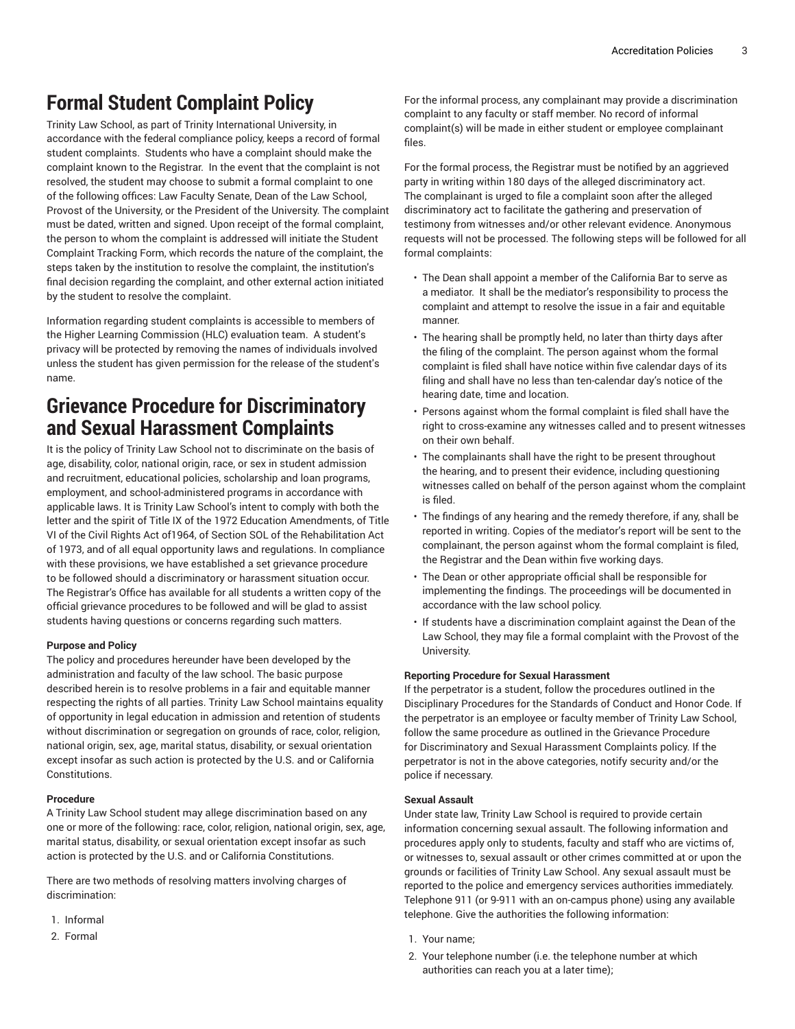# Formal Student Complaint Policy

Trinity Law School, as part of Trinity International University, in accordance with the federal compliance policy, keeps a record of formal student complaints. Students who have a complaint should make the complaint known to the Registrar. In the event that the complaint is not resolved, the student may choose to submit a formal complaint to one of the following offices: Law Faculty Senate, Dean of the Law School, Provost of the University, or the President of the University. The complaint must be dated, written and signed. Upon receipt of the formal complaint, the person to whom the complaint is addressed will initiate the Student Complaint Tracking Form, which records the nature of the complaint, the steps taken by the institution to resolve the complaint, the institution's final decision regarding the complaint, and other external action initiated by the student to resolve the complaint.

Information regarding student complaints is accessible to members of the Higher Learning Commission (HLC) evaluation team. A student's privacy will be protected by removing the names of individuals involved unless the student has given permission for the release of the student's name.

# Grievance Procedure for Discriminatory and Sexual Harassment Complaints

It is the policy of Trinity Law School not to discriminate on the basis of age, disability, color, national origin, race, or sex in student admission and recruitment, educational policies, scholarship and loan programs, employment, and school-administered programs in accordance with applicable laws. It is Trinity Law School's intent to comply with both the letter and the spirit of Title IX of the 1972 Education Amendments, of Title VI of the Civil Rights Act of1964, of Section SOL of the Rehabilitation Act of 1973, and of all equal opportunity laws and regulations. In compliance with these provisions, we have established a set grievance procedure to be followed should a discriminatory or harassment situation occur. The Registrar's Office has available for all students a written copy of the official grievance procedures to be followed and will be glad to assist students having questions or concerns regarding such matters.

**Purpose and Policy**

The policy and procedures hereunder have been developed by the administration and faculty of the law school. The basic purpose described herein is to resolve problems in a fair and equitable manner respecting the rights of all parties. Trinity Law School maintains equality of opportunity in legal education in admission and retention of students without discrimination or segregation on grounds of race, color, religion, national origin, sex, age, marital status, disability, or sexual orientation except insofar as such action is protected by the U.S. and or California Constitutions.

**Procedure**

A Trinity Law School student may allege discrimination based on any one or more of the following: race, color, religion, national origin, sex, age, marital status, disability, or sexual orientation except insofar as such action is protected by the U.S. and or California Constitutions.

There are two methods of resolving matters involving charges of discrimination:

1. Informal
2. Formal

For the informal process, any complainant may provide a discrimination complaint to any faculty or staff member. No record of informal complaint(s) will be made in either student or employee complainant files.

For the formal process, the Registrar must be notified by an aggrieved party in writing within 180 days of the alleged discriminatory act. The complainant is urged to file a complaint soon after the alleged discriminatory act to facilitate the gathering and preservation of testimony from witnesses and/or other relevant evidence. Anonymous requests will not be processed. The following steps will be followed for all formal complaints:

- The Dean shall appoint a member of the California Bar to serve as a mediator. It shall be the mediator's responsibility to process the complaint and attempt to resolve the issue in a fair and equitable manner.
- The hearing shall be promptly held, no later than thirty days after the filing of the complaint. The person against whom the formal complaint is filed shall have notice within five calendar days of its filing and shall have no less than ten-calendar day's notice of the hearing date, time and location.
- Persons against whom the formal complaint is filed shall have the right to cross-examine any witnesses called and to present witnesses on their own behalf.
- The complainants shall have the right to be present throughout the hearing, and to present their evidence, including questioning witnesses called on behalf of the person against whom the complaint is filed.
- The findings of any hearing and the remedy therefore, if any, shall be reported in writing. Copies of the mediator's report will be sent to the complainant, the person against whom the formal complaint is filed, the Registrar and the Dean within five working days.
- The Dean or other appropriate official shall be responsible for implementing the findings. The proceedings will be documented in accordance with the law school policy.
- If students have a discrimination complaint against the Dean of the Law School, they may file a formal complaint with the Provost of the University.

**Reporting Procedure for Sexual Harassment**

If the perpetrator is a student, follow the procedures outlined in the Disciplinary Procedures for the Standards of Conduct and Honor Code. If the perpetrator is an employee or faculty member of Trinity Law School, follow the same procedure as outlined in the Grievance Procedure for Discriminatory and Sexual Harassment Complaints policy. If the perpetrator is not in the above categories, notify security and/or the police if necessary.

**Sexual Assault**

Under state law, Trinity Law School is required to provide certain information concerning sexual assault. The following information and procedures apply only to students, faculty and staff who are victims of, or witnesses to, sexual assault or other crimes committed at or upon the grounds or facilities of Trinity Law School. Any sexual assault must be reported to the police and emergency services authorities immediately. Telephone 911 (or 9-911 with an on-campus phone) using any available telephone. Give the authorities the following information:

1. Your name;
2. Your telephone number (i.e. the telephone number at which authorities can reach you at a later time);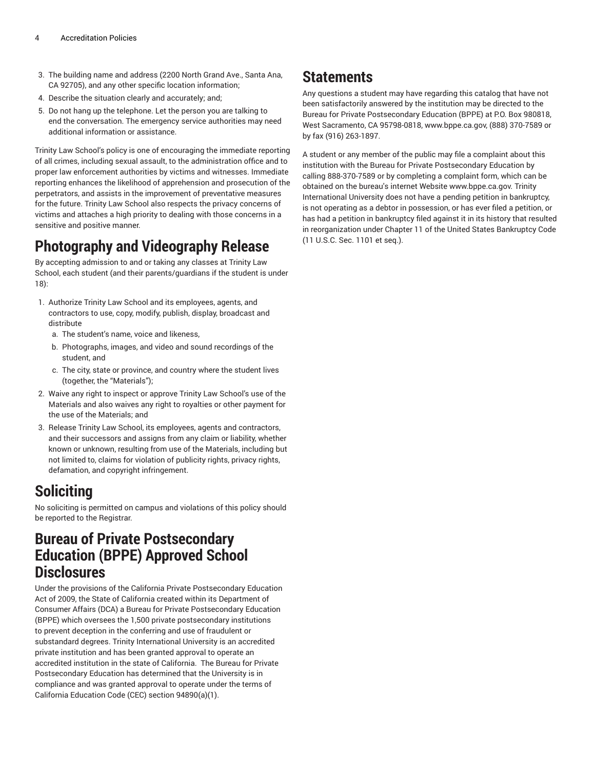3. The building name and address (2200 North Grand Ave., Santa Ana, CA 92705), and any other specific location information;
4. Describe the situation clearly and accurately; and;
5. Do not hang up the telephone. Let the person you are talking to end the conversation. The emergency service authorities may need additional information or assistance.

Trinity Law School's policy is one of encouraging the immediate reporting of all crimes, including sexual assault, to the administration office and to proper law enforcement authorities by victims and witnesses. Immediate reporting enhances the likelihood of apprehension and prosecution of the perpetrators, and assists in the improvement of preventative measures for the future. Trinity Law School also respects the privacy concerns of victims and attaches a high priority to dealing with those concerns in a sensitive and positive manner.

## Photography and Videography Release

By accepting admission to and or taking any classes at Trinity Law School, each student (and their parents/guardians if the student is under 18):

1. Authorize Trinity Law School and its employees, agents, and contractors to use, copy, modify, publish, display, broadcast and distribute
   a. The student's name, voice and likeness,
   b. Photographs, images, and video and sound recordings of the student, and
   c. The city, state or province, and country where the student lives (together, the "Materials");
2. Waive any right to inspect or approve Trinity Law School's use of the Materials and also waives any right to royalties or other payment for the use of the Materials; and
3. Release Trinity Law School, its employees, agents and contractors, and their successors and assigns from any claim or liability, whether known or unknown, resulting from use of the Materials, including but not limited to, claims for violation of publicity rights, privacy rights, defamation, and copyright infringement.

## Soliciting

No soliciting is permitted on campus and violations of this policy should be reported to the Registrar.

## Bureau of Private Postsecondary Education (BPPE) Approved School Disclosures

Under the provisions of the California Private Postsecondary Education Act of 2009, the State of California created within its Department of Consumer Affairs (DCA) a Bureau for Private Postsecondary Education (BPPE) which oversees the 1,500 private postsecondary institutions to prevent deception in the conferring and use of fraudulent or substandard degrees. Trinity International University is an accredited private institution and has been granted approval to operate an accredited institution in the state of California. The Bureau for Private Postsecondary Education has determined that the University is in compliance and was granted approval to operate under the terms of California Education Code (CEC) section 94890(a)(1).

## Statements

Any questions a student may have regarding this catalog that have not been satisfactorily answered by the institution may be directed to the Bureau for Private Postsecondary Education (BPPE) at P.O. Box 980818, West Sacramento, CA 95798-0818, www.bppe.ca.gov, (888) 370-7589 or by fax (916) 263-1897.

A student or any member of the public may file a complaint about this institution with the Bureau for Private Postsecondary Education by calling 888-370-7589 or by completing a complaint form, which can be obtained on the bureau's internet Website www.bppe.ca.gov. Trinity International University does not have a pending petition in bankruptcy, is not operating as a debtor in possession, or has ever filed a petition, or has had a petition in bankruptcy filed against it in its history that resulted in reorganization under Chapter 11 of the United States Bankruptcy Code (11 U.S.C. Sec. 1101 et seq.).